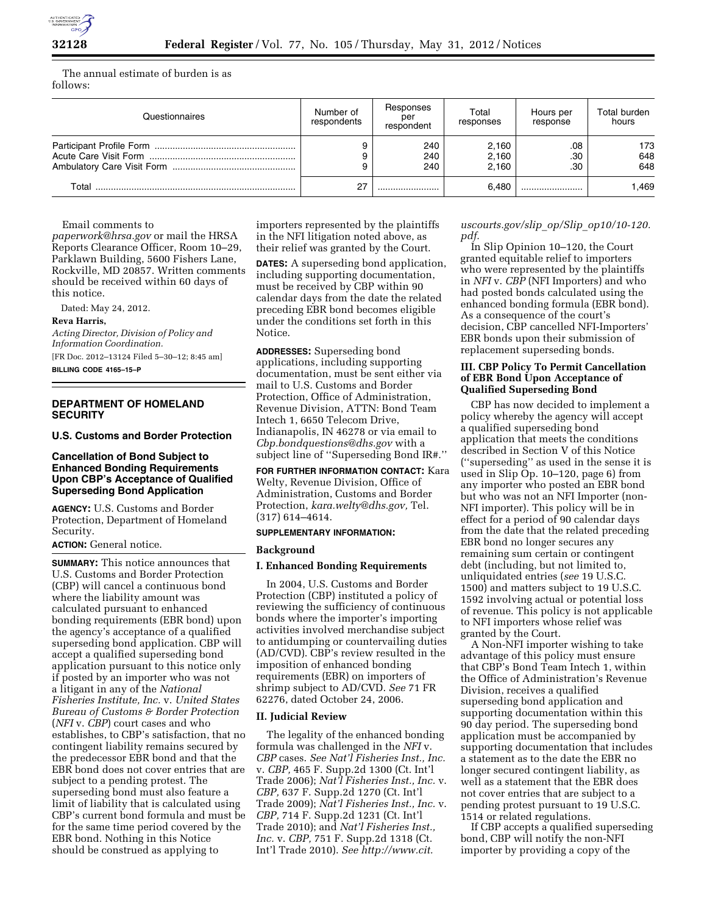The annual estimate of burden is as follows:

| Questionnaires | Number of respondents | Responses per respondent | Total responses | Hours per response | Total burden hours |
|---|---|---|---|---|---|
| Participant Profile Form | 9 | 240 | 2,160 | .08 | 173 |
| Acute Care Visit Form | 9 | 240 | 2,160 | .30 | 648 |
| Ambulatory Care Visit Form | 9 | 240 | 2,160 | .30 | 648 |
| Total | 27 | | 6,480 | | 1,469 |

Email comments to *paperwork@hrsa.gov* or mail the HRSA Reports Clearance Officer, Room 10–29, Parklawn Building, 5600 Fishers Lane, Rockville, MD 20857. Written comments should be received within 60 days of this notice.

Dated: May 24, 2012.

**Reva Harris,**

*Acting Director, Division of Policy and Information Coordination.*

[FR Doc. 2012–13124 Filed 5–30–12; 8:45 am]

**BILLING CODE 4165–15–P**

## DEPARTMENT OF HOMELAND SECURITY

### U.S. Customs and Border Protection

### Cancellation of Bond Subject to Enhanced Bonding Requirements Upon CBP's Acceptance of Qualified Superseding Bond Application

**AGENCY:** U.S. Customs and Border Protection, Department of Homeland Security.

**ACTION:** General notice.

**SUMMARY:** This notice announces that U.S. Customs and Border Protection (CBP) will cancel a continuous bond where the liability amount was calculated pursuant to enhanced bonding requirements (EBR bond) upon the agency's acceptance of a qualified superseding bond application. CBP will accept a qualified superseding bond application pursuant to this notice only if posted by an importer who was not a litigant in any of the *National Fisheries Institute, Inc.* v. *United States Bureau of Customs & Border Protection* (*NFI* v. *CBP*) court cases and who establishes, to CBP's satisfaction, that no contingent liability remains secured by the predecessor EBR bond and that the EBR bond does not cover entries that are subject to a pending protest. The superseding bond must also feature a limit of liability that is calculated using CBP's current bond formula and must be for the same time period covered by the EBR bond. Nothing in this Notice should be construed as applying to importers represented by the plaintiffs in the NFI litigation noted above, as their relief was granted by the Court.

**DATES:** A superseding bond application, including supporting documentation, must be received by CBP within 90 calendar days from the date the related preceding EBR bond becomes eligible under the conditions set forth in this Notice.

**ADDRESSES:** Superseding bond applications, including supporting documentation, must be sent either via mail to U.S. Customs and Border Protection, Office of Administration, Revenue Division, ATTN: Bond Team Intech 1, 6650 Telecom Drive, Indianapolis, IN 46278 or via email to *Cbp.bondquestions@dhs.gov* with a subject line of ''Superseding Bond IR#.''

**FOR FURTHER INFORMATION CONTACT:** Kara Welty, Revenue Division, Office of Administration, Customs and Border Protection, *kara.welty@dhs.gov,* Tel. (317) 614–4614.

**SUPPLEMENTARY INFORMATION:**

### Background

### I. Enhanced Bonding Requirements

In 2004, U.S. Customs and Border Protection (CBP) instituted a policy of reviewing the sufficiency of continuous bonds where the importer's importing activities involved merchandise subject to antidumping or countervailing duties (AD/CVD). CBP's review resulted in the imposition of enhanced bonding requirements (EBR) on importers of shrimp subject to AD/CVD. *See* 71 FR 62276, dated October 24, 2006.

### II. Judicial Review

The legality of the enhanced bonding formula was challenged in the *NFI* v. *CBP* cases. *See Nat'l Fisheries Inst., Inc.* v. *CBP,* 465 F. Supp.2d 1300 (Ct. Int'l Trade 2006); *Nat'l Fisheries Inst., Inc.* v. *CBP,* 637 F. Supp.2d 1270 (Ct. Int'l Trade 2009); *Nat'l Fisheries Inst., Inc.* v. *CBP,* 714 F. Supp.2d 1231 (Ct. Int'l Trade 2010); and *Nat'l Fisheries Inst., Inc.* v. *CBP,* 751 F. Supp.2d 1318 (Ct. Int'l Trade 2010). *See http://www.cit.uscourts.gov/slip_op/Slip_op10/10-120.pdf.*

In Slip Opinion 10–120, the Court granted equitable relief to importers who were represented by the plaintiffs in *NFI* v. *CBP* (NFI Importers) and who had posted bonds calculated using the enhanced bonding formula (EBR bond). As a consequence of the court's decision, CBP cancelled NFI-Importers' EBR bonds upon their submission of replacement superseding bonds.

### III. CBP Policy To Permit Cancellation of EBR Bond Upon Acceptance of Qualified Superseding Bond

CBP has now decided to implement a policy whereby the agency will accept a qualified superseding bond application that meets the conditions described in Section V of this Notice (''superseding'' as used in the sense it is used in Slip Op. 10–120, page 6) from any importer who posted an EBR bond but who was not an NFI Importer (non-NFI importer). This policy will be in effect for a period of 90 calendar days from the date that the related preceding EBR bond no longer secures any remaining sum certain or contingent debt (including, but not limited to, unliquidated entries (*see* 19 U.S.C. 1500) and matters subject to 19 U.S.C. 1592 involving actual or potential loss of revenue. This policy is not applicable to NFI importers whose relief was granted by the Court.

A Non-NFI importer wishing to take advantage of this policy must ensure that CBP's Bond Team Intech 1, within the Office of Administration's Revenue Division, receives a qualified superseding bond application and supporting documentation within this 90 day period. The superseding bond application must be accompanied by supporting documentation that includes a statement as to the date the EBR no longer secured contingent liability, as well as a statement that the EBR does not cover entries that are subject to a pending protest pursuant to 19 U.S.C. 1514 or related regulations.

If CBP accepts a qualified superseding bond, CBP will notify the non-NFI importer by providing a copy of the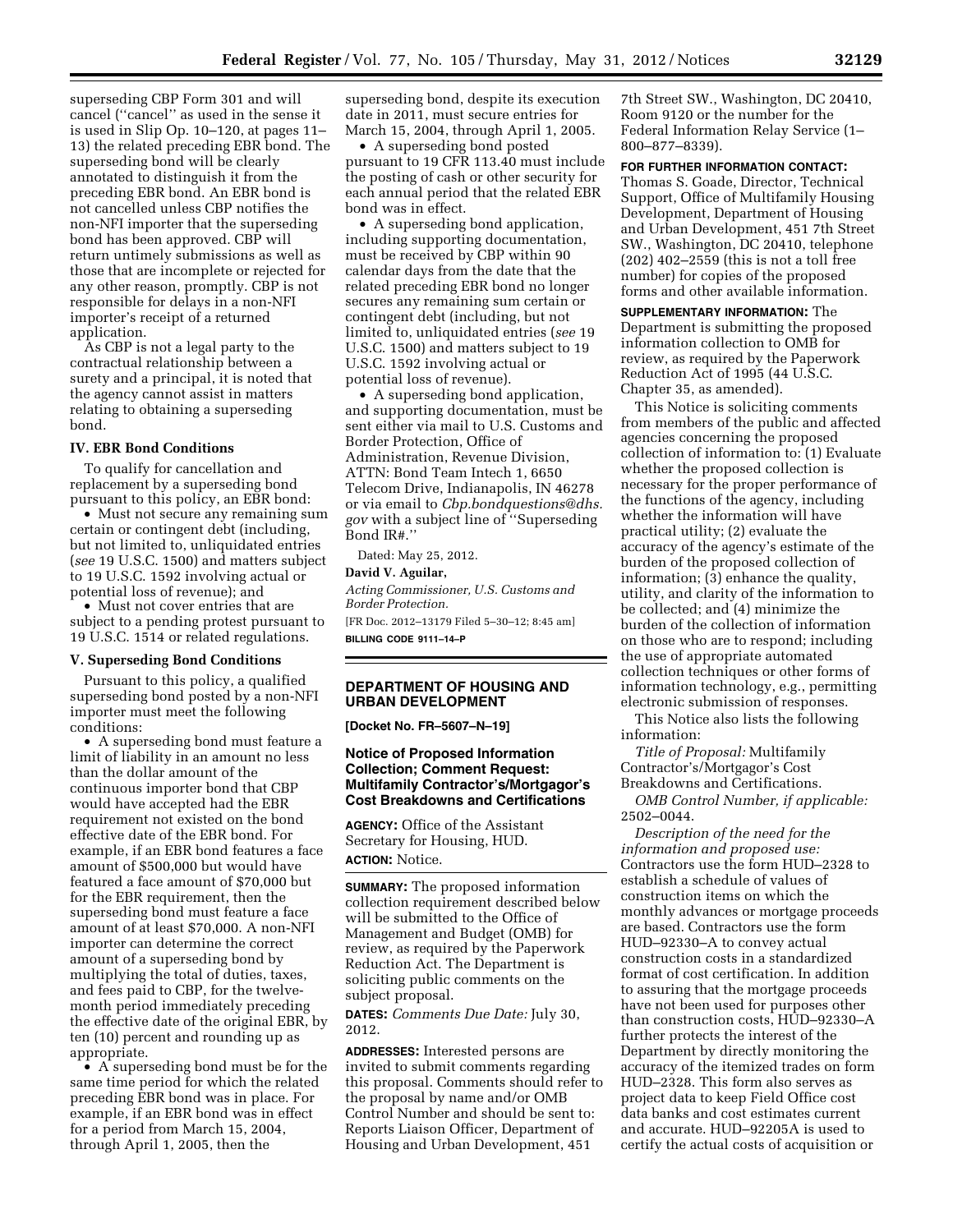superseding CBP Form 301 and will cancel (''cancel'' as used in the sense it is used in Slip Op. 10–120, at pages 11–13) the related preceding EBR bond. The superseding bond will be clearly annotated to distinguish it from the preceding EBR bond. An EBR bond is not cancelled unless CBP notifies the non-NFI importer that the superseding bond has been approved. CBP will return untimely submissions as well as those that are incomplete or rejected for any other reason, promptly. CBP is not responsible for delays in a non-NFI importer's receipt of a returned application.

As CBP is not a legal party to the contractual relationship between a surety and a principal, it is noted that the agency cannot assist in matters relating to obtaining a superseding bond.

### IV. EBR Bond Conditions

To qualify for cancellation and replacement by a superseding bond pursuant to this policy, an EBR bond:

- Must not secure any remaining sum certain or contingent debt (including, but not limited to, unliquidated entries (*see* 19 U.S.C. 1500) and matters subject to 19 U.S.C. 1592 involving actual or potential loss of revenue); and
- Must not cover entries that are subject to a pending protest pursuant to 19 U.S.C. 1514 or related regulations.

### V. Superseding Bond Conditions

Pursuant to this policy, a qualified superseding bond posted by a non-NFI importer must meet the following conditions:

- A superseding bond must feature a limit of liability in an amount no less than the dollar amount of the continuous importer bond that CBP would have accepted had the EBR requirement not existed on the bond effective date of the EBR bond. For example, if an EBR bond features a face amount of $500,000 but would have featured a face amount of $70,000 but for the EBR requirement, then the superseding bond must feature a face amount of at least $70,000. A non-NFI importer can determine the correct amount of a superseding bond by multiplying the total of duties, taxes, and fees paid to CBP, for the twelve-month period immediately preceding the effective date of the original EBR, by ten (10) percent and rounding up as appropriate.
- A superseding bond must be for the same time period for which the related preceding EBR bond was in place. For example, if an EBR bond was in effect for a period from March 15, 2004, through April 1, 2005, then the superseding bond, despite its execution date in 2011, must secure entries for March 15, 2004, through April 1, 2005.
- A superseding bond posted pursuant to 19 CFR 113.40 must include the posting of cash or other security for each annual period that the related EBR bond was in effect.
- A superseding bond application, including supporting documentation, must be received by CBP within 90 calendar days from the date that the related preceding EBR bond no longer secures any remaining sum certain or contingent debt (including, but not limited to, unliquidated entries (*see* 19 U.S.C. 1500) and matters subject to 19 U.S.C. 1592 involving actual or potential loss of revenue).
- A superseding bond application, and supporting documentation, must be sent either via mail to U.S. Customs and Border Protection, Office of Administration, Revenue Division, ATTN: Bond Team Intech 1, 6650 Telecom Drive, Indianapolis, IN 46278 or via email to *Cbp.bondquestions@dhs.gov* with a subject line of ''Superseding Bond IR#.''

Dated: May 25, 2012.

**David V. Aguilar,**

*Acting Commissioner, U.S. Customs and Border Protection.*

[FR Doc. 2012–13179 Filed 5–30–12; 8:45 am]

**BILLING CODE 9111–14–P**

## DEPARTMENT OF HOUSING AND URBAN DEVELOPMENT

**[Docket No. FR–5607–N–19]**

## Notice of Proposed Information Collection; Comment Request: Multifamily Contractor's/Mortgagor's Cost Breakdowns and Certifications

**AGENCY:** Office of the Assistant Secretary for Housing, HUD.

**ACTION:** Notice.

**SUMMARY:** The proposed information collection requirement described below will be submitted to the Office of Management and Budget (OMB) for review, as required by the Paperwork Reduction Act. The Department is soliciting public comments on the subject proposal.

**DATES:** *Comments Due Date:* July 30, 2012.

**ADDRESSES:** Interested persons are invited to submit comments regarding this proposal. Comments should refer to the proposal by name and/or OMB Control Number and should be sent to: Reports Liaison Officer, Department of Housing and Urban Development, 451 7th Street SW., Washington, DC 20410, Room 9120 or the number for the Federal Information Relay Service (1–800–877–8339).

**FOR FURTHER INFORMATION CONTACT:** Thomas S. Goade, Director, Technical Support, Office of Multifamily Housing Development, Department of Housing and Urban Development, 451 7th Street SW., Washington, DC 20410, telephone (202) 402–2559 (this is not a toll free number) for copies of the proposed forms and other available information.

**SUPPLEMENTARY INFORMATION:** The Department is submitting the proposed information collection to OMB for review, as required by the Paperwork Reduction Act of 1995 (44 U.S.C. Chapter 35, as amended).

This Notice is soliciting comments from members of the public and affected agencies concerning the proposed collection of information to: (1) Evaluate whether the proposed collection is necessary for the proper performance of the functions of the agency, including whether the information will have practical utility; (2) evaluate the accuracy of the agency's estimate of the burden of the proposed collection of information; (3) enhance the quality, utility, and clarity of the information to be collected; and (4) minimize the burden of the collection of information on those who are to respond; including the use of appropriate automated collection techniques or other forms of information technology, e.g., permitting electronic submission of responses.

This Notice also lists the following information:

*Title of Proposal:* Multifamily Contractor's/Mortgagor's Cost Breakdowns and Certifications.

*OMB Control Number, if applicable:* 2502–0044.

*Description of the need for the information and proposed use:* Contractors use the form HUD–2328 to establish a schedule of values of construction items on which the monthly advances or mortgage proceeds are based. Contractors use the form HUD–92330–A to convey actual construction costs in a standardized format of cost certification. In addition to assuring that the mortgage proceeds have not been used for purposes other than construction costs, HUD–92330–A further protects the interest of the Department by directly monitoring the accuracy of the itemized trades on form HUD–2328. This form also serves as project data to keep Field Office cost data banks and cost estimates current and accurate. HUD–92205A is used to certify the actual costs of acquisition or